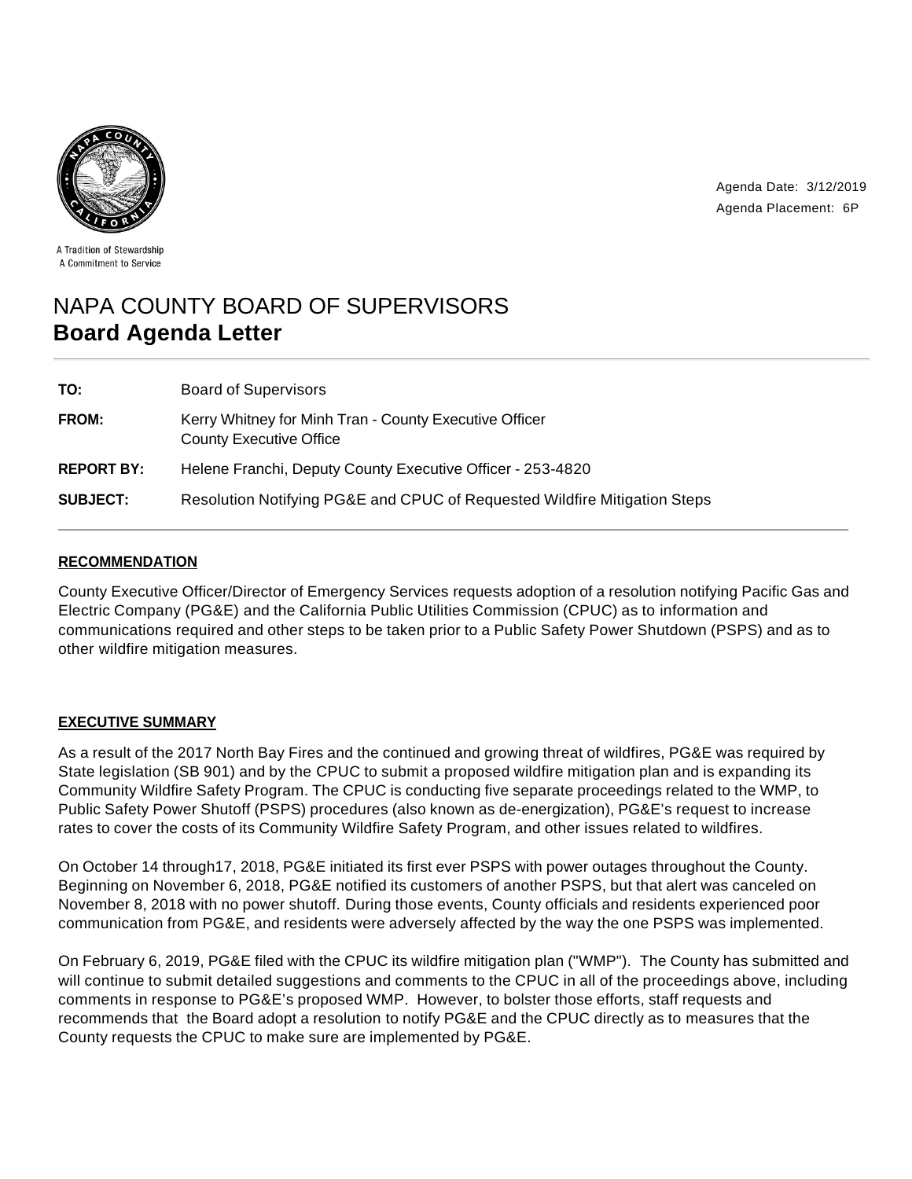A Tradition of Stewardship
A Commitment to Service

Agenda Date: 3/12/2019
Agenda Placement: 6P

# NAPA COUNTY BOARD OF SUPERVISORS
## Board Agenda Letter

| | |
|---|---|
| **TO:** | Board of Supervisors |
| **FROM:** | Kerry Whitney for Minh Tran - County Executive Officer<br>County Executive Office |
| **REPORT BY:** | Helene Franchi, Deputy County Executive Officer - 253-4820 |
| **SUBJECT:** | Resolution Notifying PG&E and CPUC of Requested Wildfire Mitigation Steps |

### RECOMMENDATION

County Executive Officer/Director of Emergency Services requests adoption of a resolution notifying Pacific Gas and Electric Company (PG&E) and the California Public Utilities Commission (CPUC) as to information and communications required and other steps to be taken prior to a Public Safety Power Shutdown (PSPS) and as to other wildfire mitigation measures.

### EXECUTIVE SUMMARY

As a result of the 2017 North Bay Fires and the continued and growing threat of wildfires, PG&E was required by State legislation (SB 901) and by the CPUC to submit a proposed wildfire mitigation plan and is expanding its Community Wildfire Safety Program. The CPUC is conducting five separate proceedings related to the WMP, to Public Safety Power Shutoff (PSPS) procedures (also known as de-energization), PG&E's request to increase rates to cover the costs of its Community Wildfire Safety Program, and other issues related to wildfires.

On October 14 through17, 2018, PG&E initiated its first ever PSPS with power outages throughout the County. Beginning on November 6, 2018, PG&E notified its customers of another PSPS, but that alert was canceled on November 8, 2018 with no power shutoff. During those events, County officials and residents experienced poor communication from PG&E, and residents were adversely affected by the way the one PSPS was implemented.

On February 6, 2019, PG&E filed with the CPUC its wildfire mitigation plan ("WMP"). The County has submitted and will continue to submit detailed suggestions and comments to the CPUC in all of the proceedings above, including comments in response to PG&E's proposed WMP. However, to bolster those efforts, staff requests and recommends that the Board adopt a resolution to notify PG&E and the CPUC directly as to measures that the County requests the CPUC to make sure are implemented by PG&E.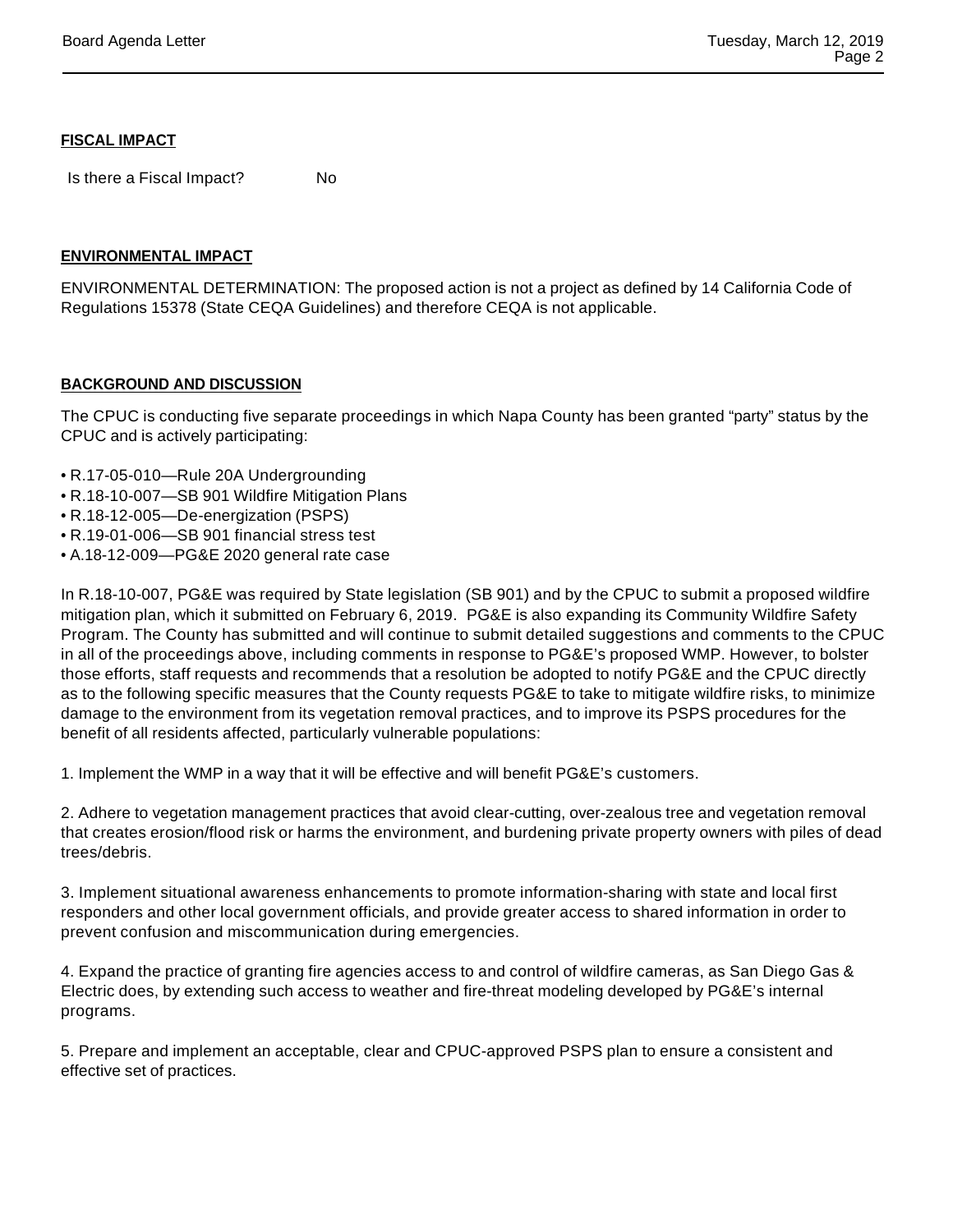## FISCAL IMPACT

Is there a Fiscal Impact? No

## ENVIRONMENTAL IMPACT

ENVIRONMENTAL DETERMINATION: The proposed action is not a project as defined by 14 California Code of Regulations 15378 (State CEQA Guidelines) and therefore CEQA is not applicable.

## BACKGROUND AND DISCUSSION

The CPUC is conducting five separate proceedings in which Napa County has been granted "party" status by the CPUC and is actively participating:

- R.17-05-010—Rule 20A Undergrounding
- R.18-10-007—SB 901 Wildfire Mitigation Plans
- R.18-12-005—De-energization (PSPS)
- R.19-01-006—SB 901 financial stress test
- A.18-12-009—PG&E 2020 general rate case

In R.18-10-007, PG&E was required by State legislation (SB 901) and by the CPUC to submit a proposed wildfire mitigation plan, which it submitted on February 6, 2019. PG&E is also expanding its Community Wildfire Safety Program. The County has submitted and will continue to submit detailed suggestions and comments to the CPUC in all of the proceedings above, including comments in response to PG&E's proposed WMP. However, to bolster those efforts, staff requests and recommends that a resolution be adopted to notify PG&E and the CPUC directly as to the following specific measures that the County requests PG&E to take to mitigate wildfire risks, to minimize damage to the environment from its vegetation removal practices, and to improve its PSPS procedures for the benefit of all residents affected, particularly vulnerable populations:

1. Implement the WMP in a way that it will be effective and will benefit PG&E's customers.

2. Adhere to vegetation management practices that avoid clear-cutting, over-zealous tree and vegetation removal that creates erosion/flood risk or harms the environment, and burdening private property owners with piles of dead trees/debris.

3. Implement situational awareness enhancements to promote information-sharing with state and local first responders and other local government officials, and provide greater access to shared information in order to prevent confusion and miscommunication during emergencies.

4. Expand the practice of granting fire agencies access to and control of wildfire cameras, as San Diego Gas & Electric does, by extending such access to weather and fire-threat modeling developed by PG&E's internal programs.

5. Prepare and implement an acceptable, clear and CPUC-approved PSPS plan to ensure a consistent and effective set of practices.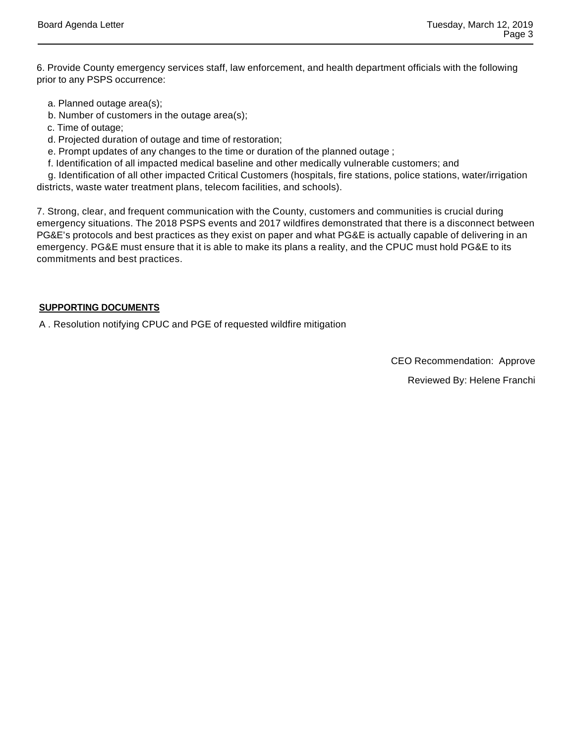6. Provide County emergency services staff, law enforcement, and health department officials with the following prior to any PSPS occurrence:

a. Planned outage area(s);
b. Number of customers in the outage area(s);
c. Time of outage;
d. Projected duration of outage and time of restoration;
e. Prompt updates of any changes to the time or duration of the planned outage ;
f. Identification of all impacted medical baseline and other medically vulnerable customers; and
g. Identification of all other impacted Critical Customers (hospitals, fire stations, police stations, water/irrigation districts, waste water treatment plans, telecom facilities, and schools).

7. Strong, clear, and frequent communication with the County, customers and communities is crucial during emergency situations. The 2018 PSPS events and 2017 wildfires demonstrated that there is a disconnect between PG&E's protocols and best practices as they exist on paper and what PG&E is actually capable of delivering in an emergency. PG&E must ensure that it is able to make its plans a reality, and the CPUC must hold PG&E to its commitments and best practices.

**SUPPORTING DOCUMENTS**

A . Resolution notifying CPUC and PGE of requested wildfire mitigation

CEO Recommendation: Approve

Reviewed By: Helene Franchi